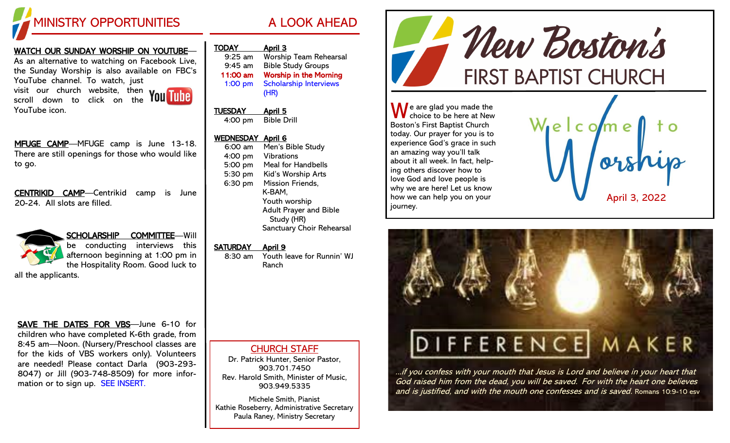# MINISTRY OPPORTUNITIES

**WATCH OUR SUNDAY WORSHIP ON YOUTUBE**—As an alternative to watching on Facebook Live, the Sunday Worship is also available on FBC's YouTube channel. To watch, just visit our church website, then scroll down to click on the YouTube icon.

**MFUGE CAMP**—MFUGE camp is June 13-18. There are still openings for those who would like to go.

**CENTRIKID CAMP**—Centrikid camp is June 20-24. All slots are filled.

**SCHOLARSHIP COMMITTEE**—Will be conducting interviews this afternoon beginning at 1:00 pm in the Hospitality Room. Good luck to all the applicants.

**SAVE THE DATES FOR VBS**—June 6-10 for children who have completed K-6th grade, from 8:45 am—Noon. (Nursery/Preschool classes are for the kids of VBS workers only). Volunteers are needed! Please contact Darla (903-293-8047) or Jill (903-748-8509) for more information or to sign up. SEE INSERT.

# A LOOK AHEAD

**TODAY April 3**

- 9:25 am Worship Team Rehearsal
- 9:45 am Bible Study Groups
- **11:00 am Worship in the Morning**
- 1:00 pm Scholarship Interviews (HR)

**TUESDAY April 5**

- 4:00 pm Bible Drill

**WEDNESDAY April 6**

- 6:00 am Men's Bible Study
- 4:00 pm Vibrations
- 5:00 pm Meal for Handbells
- 5:30 pm Kid's Worship Arts
- 6:30 pm Mission Friends, K-BAM, Youth worship, Adult Prayer and Bible Study (HR), Sanctuary Choir Rehearsal

**SATURDAY April 9**

- 8:30 am Youth leave for Runnin' WJ Ranch

## CHURCH STAFF

Dr. Patrick Hunter, Senior Pastor, 903.701.7450
Rev. Harold Smith, Minister of Music, 903.949.5335

Michele Smith, Pianist
Kathie Roseberry, Administrative Secretary
Paula Raney, Ministry Secretary

# New Boston's FIRST BAPTIST CHURCH

We are glad you made the choice to be here at New Boston's First Baptist Church today. Our prayer for you is to experience God's grace in such an amazing way you'll talk about it all week. In fact, helping others discover how to love God and love people is why we are here! Let us know how we can help you on your journey.

**Welcome to Worship**

April 3, 2022

**DIFFERENCE MAKER**

*...if you confess with your mouth that Jesus is Lord and believe in your heart that God raised him from the dead, you will be saved. For with the heart one believes and is justified, and with the mouth one confesses and is saved.* Romans 10:9-10 esv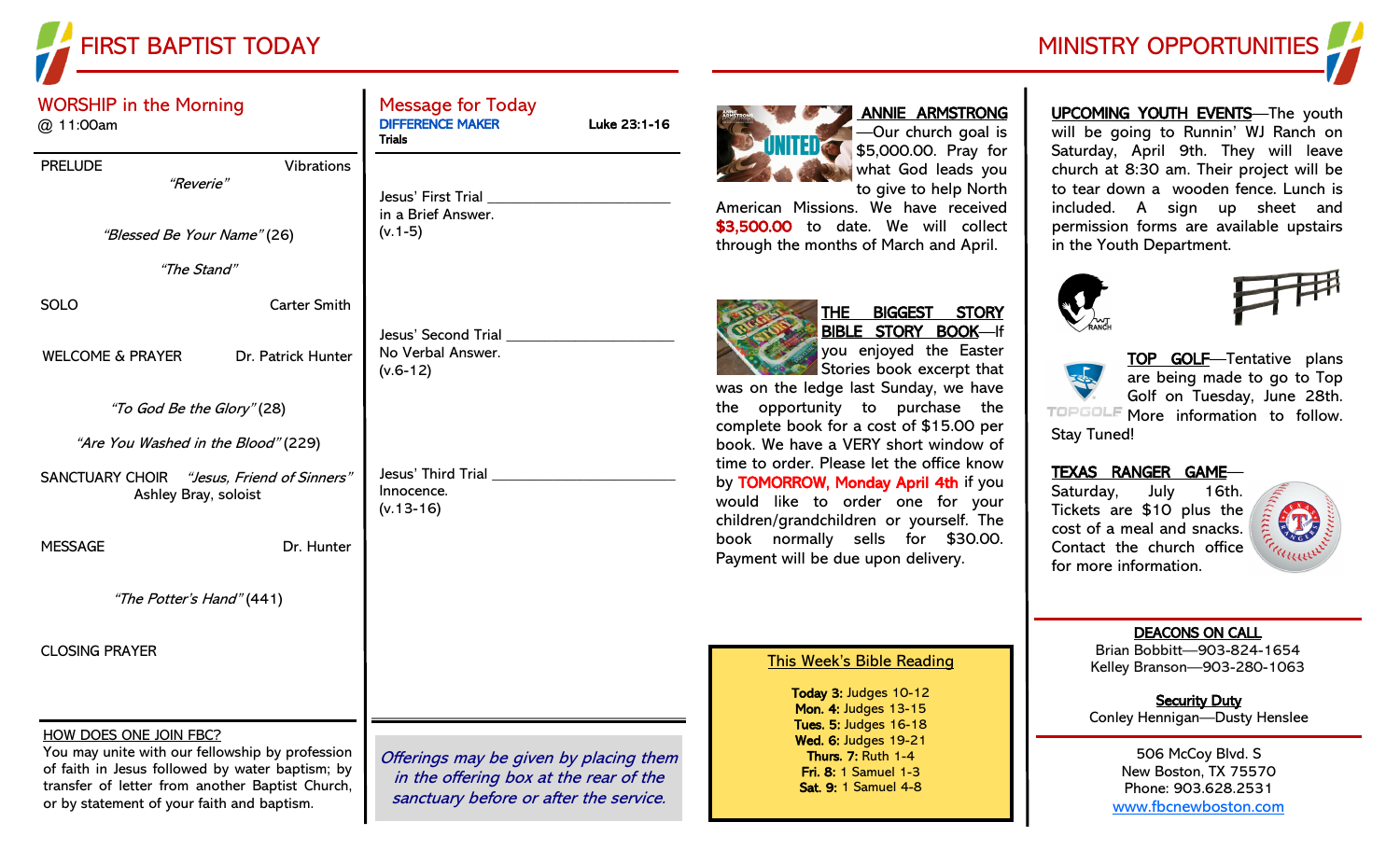# FIRST BAPTIST TODAY

## WORSHIP in the Morning
@ 11:00am

PRELUDE — Vibrations

*"Reverie"*

*"Blessed Be Your Name"* (26)

*"The Stand"*

SOLO — Carter Smith

WELCOME & PRAYER — Dr. Patrick Hunter

*"To God Be the Glory"* (28)

*"Are You Washed in the Blood"* (229)

SANCTUARY CHOIR — *"Jesus, Friend of Sinners"*
Ashley Bray, soloist

MESSAGE — Dr. Hunter

*"The Potter's Hand"* (441)

CLOSING PRAYER

**HOW DOES ONE JOIN FBC?**
You may unite with our fellowship by profession of faith in Jesus followed by water baptism; by transfer of letter from another Baptist Church, or by statement of your faith and baptism.

## Message for Today

**DIFFERENCE MAKER** — **Luke 23:1-16**
**Trials**

Jesus' First Trial ____________________
in a Brief Answer.
(v.1-5)

Jesus' Second Trial ____________________
No Verbal Answer.
(v.6-12)

Jesus' Third Trial ____________________
Innocence.
(v.13-16)

*Offerings may be given by placing them in the offering box at the rear of the sanctuary before or after the service.*

# MINISTRY OPPORTUNITIES

**ANNIE ARMSTRONG**—Our church goal is $5,000.00. Pray for what God leads you to give to help North American Missions. We have received **$3,500.00** to date. We will collect through the months of March and April.

**THE BIGGEST STORY BIBLE STORY BOOK**—If you enjoyed the Easter Stories book excerpt that was on the ledge last Sunday, we have the opportunity to purchase the complete book for a cost of $15.00 per book. We have a VERY short window of time to order. Please let the office know by **TOMORROW, Monday April 4th** if you would like to order one for your children/grandchildren or yourself. The book normally sells for $30.00. Payment will be due upon delivery.

**This Week's Bible Reading**

**Today 3:** Judges 10-12
**Mon. 4:** Judges 13-15
**Tues. 5:** Judges 16-18
**Wed. 6:** Judges 19-21
**Thurs. 7:** Ruth 1-4
**Fri. 8:** 1 Samuel 1-3
**Sat. 9:** 1 Samuel 4-8

**UPCOMING YOUTH EVENTS**—The youth will be going to Runnin' WJ Ranch on Saturday, April 9th. They will leave church at 8:30 am. Their project will be to tear down a wooden fence. Lunch is included. A sign up sheet and permission forms are available upstairs in the Youth Department.

**TOP GOLF**—Tentative plans are being made to go to Top Golf on Tuesday, June 28th. More information to follow. Stay Tuned!

**TEXAS RANGER GAME**—Saturday, July 16th. Tickets are $10 plus the cost of a meal and snacks. Contact the church office for more information.

**DEACONS ON CALL**
Brian Bobbitt—903-824-1654
Kelley Branson—903-280-1063

**Security Duty**
Conley Hennigan—Dusty Henslee

506 McCoy Blvd. S
New Boston, TX 75570
Phone: 903.628.2531
www.fbcnewboston.com